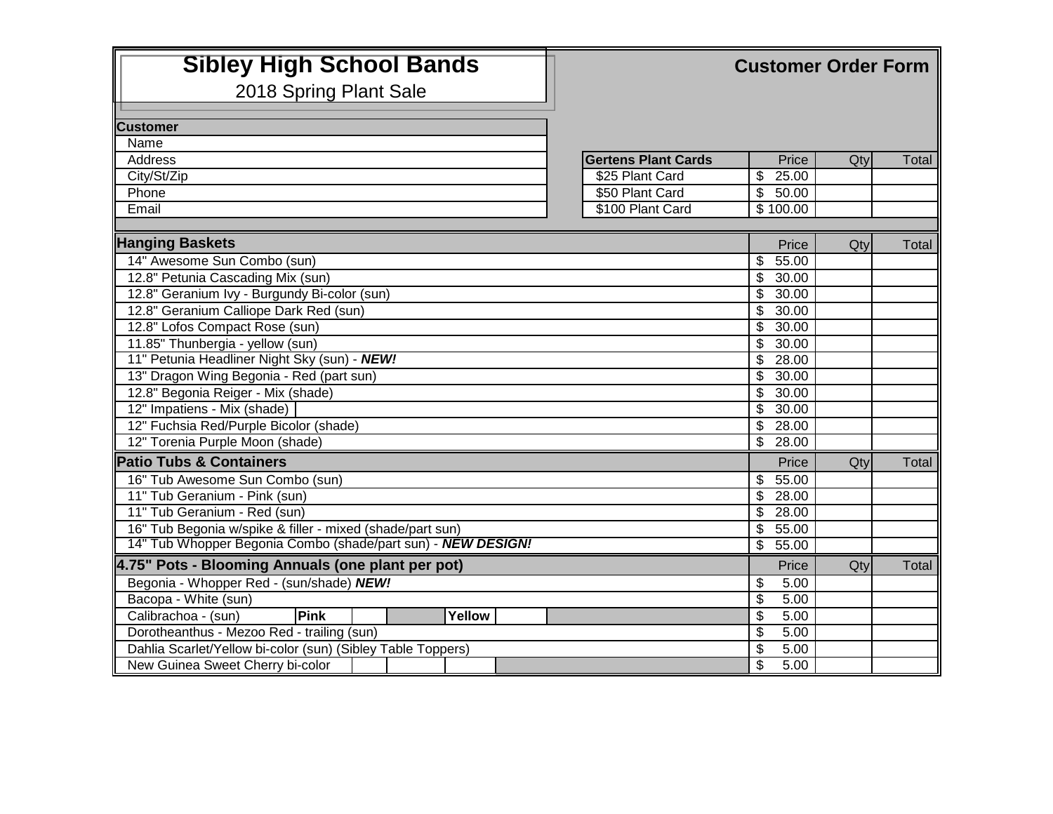# Sibley High School Bands

2018 Spring Plant Sale

## Customer Order Form

| Customer | |
|---|---|
| Name | |
| Address | |
| City/St/Zip | |
| Phone | |
| Email | |

| Gertens Plant Cards | Price | Qty | Total |
|---|---|---|---|
| $25 Plant Card | $ 25.00 | | |
| $50 Plant Card | $ 50.00 | | |
| $100 Plant Card | $ 100.00 | | |

| Hanging Baskets | Price | Qty | Total |
|---|---|---|---|
| 14" Awesome Sun Combo (sun) | $ 55.00 | | |
| 12.8" Petunia Cascading Mix (sun) | $ 30.00 | | |
| 12.8" Geranium Ivy - Burgundy Bi-color (sun) | $ 30.00 | | |
| 12.8" Geranium Calliope Dark Red (sun) | $ 30.00 | | |
| 12.8" Lofos Compact Rose (sun) | $ 30.00 | | |
| 11.85" Thunbergia - yellow (sun) | $ 30.00 | | |
| 11" Petunia Headliner Night Sky (sun) - ***NEW!*** | $ 28.00 | | |
| 13" Dragon Wing Begonia - Red (part sun) | $ 30.00 | | |
| 12.8" Begonia Reiger - Mix (shade) | $ 30.00 | | |
| 12" Impatiens - Mix (shade) | $ 30.00 | | |
| 12" Fuchsia Red/Purple Bicolor (shade) | $ 28.00 | | |
| 12" Torenia Purple Moon (shade) | $ 28.00 | | |

| Patio Tubs & Containers | Price | Qty | Total |
|---|---|---|---|
| 16" Tub Awesome Sun Combo (sun) | $ 55.00 | | |
| 11" Tub Geranium - Pink (sun) | $ 28.00 | | |
| 11" Tub Geranium - Red (sun) | $ 28.00 | | |
| 16" Tub Begonia w/spike & filler - mixed (shade/part sun) | $ 55.00 | | |
| 14" Tub Whopper Begonia Combo (shade/part sun) - ***NEW DESIGN!*** | $ 55.00 | | |

| 4.75" Pots - Blooming Annuals (one plant per pot) | Price | Qty | Total |
|---|---|---|---|
| Begonia - Whopper Red - (sun/shade) ***NEW!*** | $ 5.00 | | |
| Bacopa - White (sun) | $ 5.00 | | |
| Calibrachoa - (sun) **Pink** ___ **Yellow** ___ | $ 5.00 | | |
| Dorotheanthus - Mezoo Red - trailing (sun) | $ 5.00 | | |
| Dahlia Scarlet/Yellow bi-color (sun) (Sibley Table Toppers) | $ 5.00 | | |
| New Guinea Sweet Cherry bi-color | $ 5.00 | | |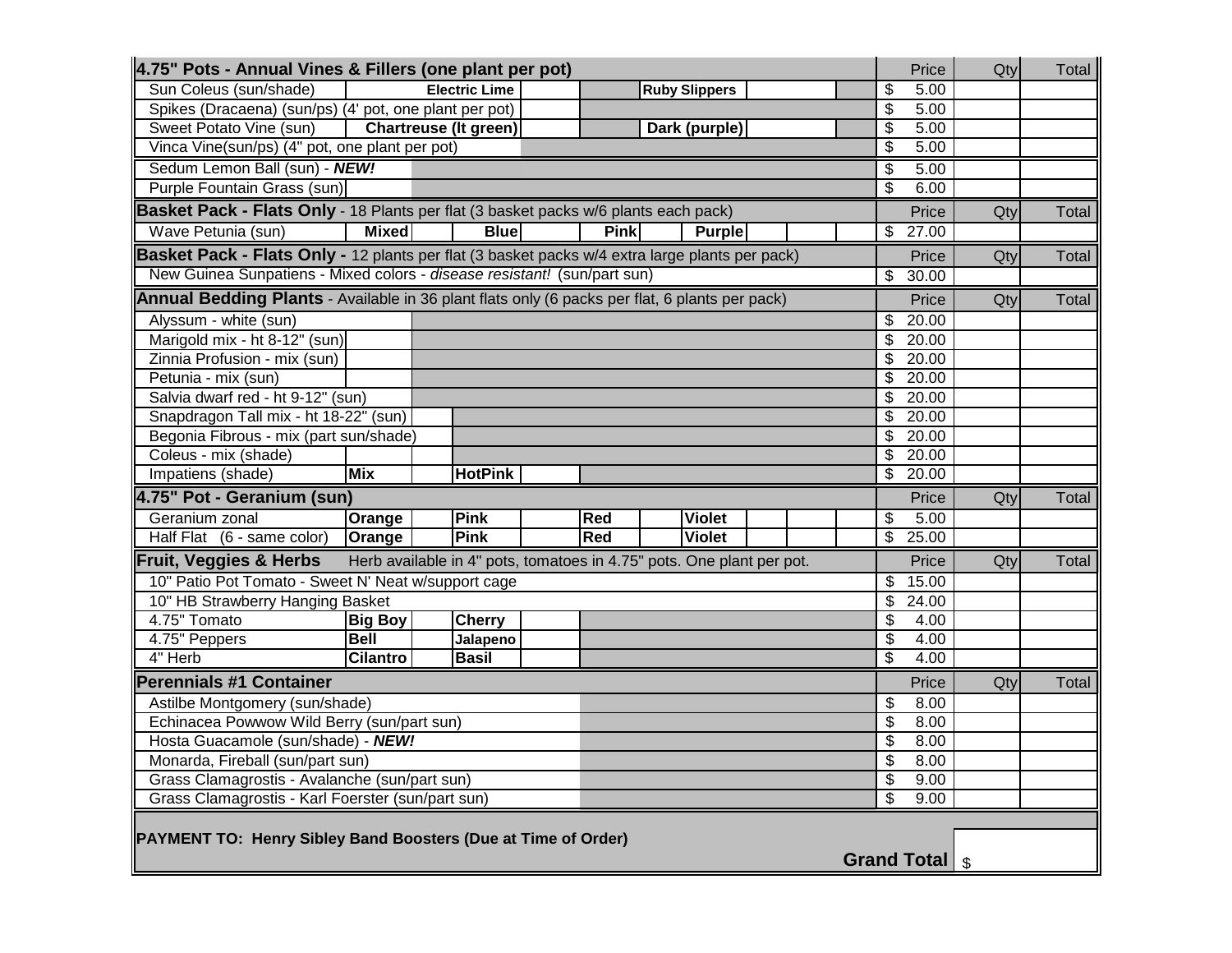| | | | | | | | | | Price | Qty | Total |
|---|---|---|---|---|---|---|---|---|---|---|---|
| **4.75" Pots - Annual Vines & Fillers (one plant per pot)** | | | | | | | | | Price | Qty | Total |
| Sun Coleus (sun/shade) | **Electric Lime** | | | **Ruby Slippers** | | | | | $ 5.00 | | |
| Spikes (Dracaena) (sun/ps) (4' pot, one plant per pot) | | | | | | | | | $ 5.00 | | |
| Sweet Potato Vine (sun) | **Chartreuse (lt green)** | | | **Dark (purple)** | | | | | $ 5.00 | | |
| Vinca Vine(sun/ps) (4" pot, one plant per pot) | | | | | | | | | $ 5.00 | | |
| Sedum Lemon Ball (sun) - ***NEW!*** | | | | | | | | | $ 5.00 | | |
| Purple Fountain Grass (sun) | | | | | | | | | $ 6.00 | | |
| **Basket Pack - Flats Only** - 18 Plants per flat (3 basket packs w/6 plants each pack) | | | | | | | | | Price | Qty | Total |
| Wave Petunia (sun) | **Mixed** | | **Blue** | | **Pink** | | **Purple** | | $ 27.00 | | |
| **Basket Pack - Flats Only -** 12 plants per flat (3 basket packs w/4 extra large plants per pack) | | | | | | | | | Price | Qty | Total |
| New Guinea Sunpatiens - Mixed colors - *disease resistant!* (sun/part sun) | | | | | | | | | $ 30.00 | | |
| **Annual Bedding Plants** - Available in 36 plant flats only (6 packs per flat, 6 plants per pack) | | | | | | | | | Price | Qty | Total |
| Alyssum - white (sun) | | | | | | | | | $ 20.00 | | |
| Marigold mix - ht 8-12" (sun) | | | | | | | | | $ 20.00 | | |
| Zinnia Profusion - mix (sun) | | | | | | | | | $ 20.00 | | |
| Petunia - mix (sun) | | | | | | | | | $ 20.00 | | |
| Salvia dwarf red - ht 9-12" (sun) | | | | | | | | | $ 20.00 | | |
| Snapdragon Tall mix - ht 18-22" (sun) | | | | | | | | | $ 20.00 | | |
| Begonia Fibrous - mix (part sun/shade) | | | | | | | | | $ 20.00 | | |
| Coleus - mix (shade) | | | | | | | | | $ 20.00 | | |
| Impatiens (shade) | **Mix** | | **HotPink** | | | | | | $ 20.00 | | |
| **4.75" Pot - Geranium (sun)** | | | | | | | | | Price | Qty | Total |
| Geranium zonal | **Orange** | | **Pink** | | **Red** | | **Violet** | | $ 5.00 | | |
| Half Flat (6 - same color) | **Orange** | | **Pink** | | **Red** | | **Violet** | | $ 25.00 | | |
| **Fruit, Veggies & Herbs** Herb available in 4" pots, tomatoes in 4.75" pots. One plant per pot. | | | | | | | | | Price | Qty | Total |
| 10" Patio Pot Tomato - Sweet N' Neat w/support cage | | | | | | | | | $ 15.00 | | |
| 10" HB Strawberry Hanging Basket | | | | | | | | | $ 24.00 | | |
| 4.75" Tomato | **Big Boy** | | **Cherry** | | | | | | $ 4.00 | | |
| 4.75" Peppers | **Bell** | | **Jalapeno** | | | | | | $ 4.00 | | |
| 4" Herb | **Cilantro** | | **Basil** | | | | | | $ 4.00 | | |
| **Perennials #1 Container** | | | | | | | | | Price | Qty | Total |
| Astilbe Montgomery (sun/shade) | | | | | | | | | $ 8.00 | | |
| Echinacea Powwow Wild Berry (sun/part sun) | | | | | | | | | $ 8.00 | | |
| Hosta Guacamole (sun/shade) - ***NEW!*** | | | | | | | | | $ 8.00 | | |
| Monarda, Fireball (sun/part sun) | | | | | | | | | $ 8.00 | | |
| Grass Clamagrostis - Avalanche (sun/part sun) | | | | | | | | | $ 9.00 | | |
| Grass Clamagrostis - Karl Foerster (sun/part sun) | | | | | | | | | $ 9.00 | | |

**PAYMENT TO: Henry Sibley Band Boosters (Due at Time of Order)**

**Grand Total** $